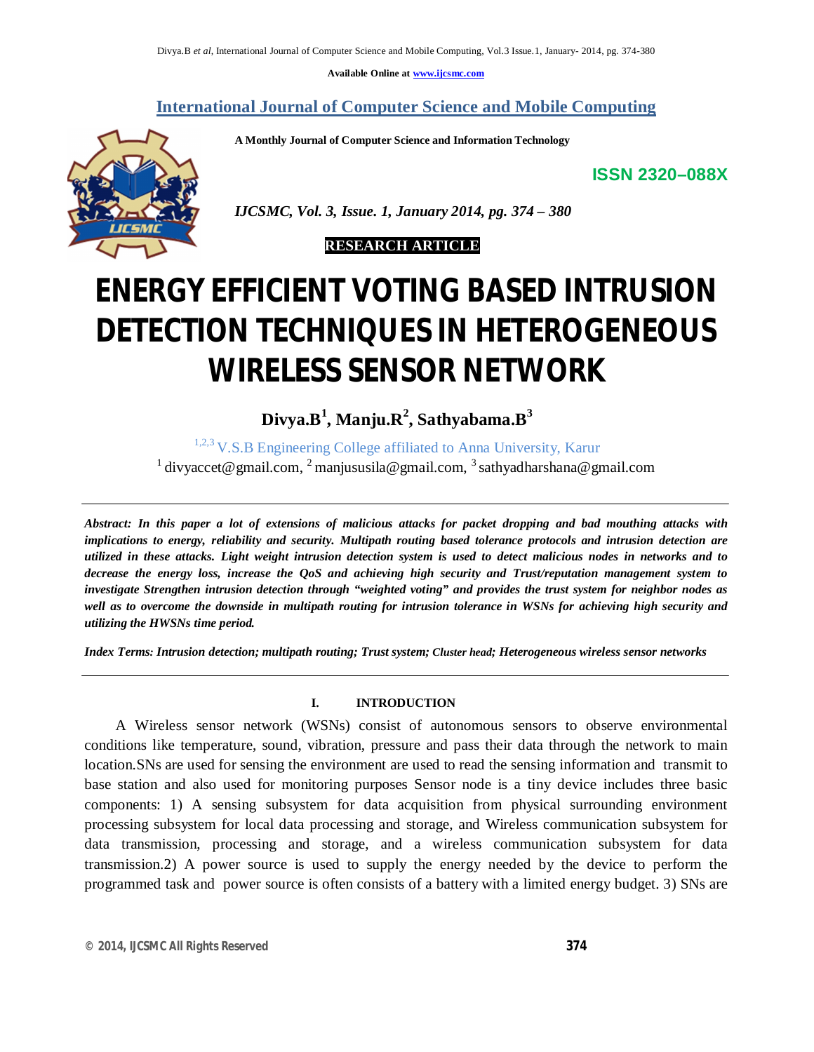# International Journal of Computer Science and Mobile Computing

A Monthly Journal of Computer Science and Information Technology

ISSN 2320–088X

*IJCSMC, Vol. 3, Issue. 1, January 2014, pg. 374 – 380*

**RESEARCH ARTICLE**

# ENERGY EFFICIENT VOTING BASED INTRUSION DETECTION TECHNIQUES IN HETEROGENEOUS WIRELESS SENSOR NETWORK

**Divya.B[1], Manju.R[2], Sathyabama.B[3]**

[1,2,3] V.S.B Engineering College affiliated to Anna University, Karur

[1] divyaccet@gmail.com, [2] manjususila@gmail.com, [3] sathyadharshana@gmail.com

***Abstract:** In this paper a lot of extensions of malicious attacks for packet dropping and bad mouthing attacks with implications to energy, reliability and security. Multipath routing based tolerance protocols and intrusion detection are utilized in these attacks. Light weight intrusion detection system is used to detect malicious nodes in networks and to decrease the energy loss, increase the QoS and achieving high security and Trust/reputation management system to investigate Strengthen intrusion detection through "weighted voting" and provides the trust system for neighbor nodes as well as to overcome the downside in multipath routing for intrusion tolerance in WSNs for achieving high security and utilizing the HWSNs time period.*

***Index Terms:** Intrusion detection; multipath routing; Trust system; Cluster head; Heterogeneous wireless sensor networks*

## I. INTRODUCTION

A Wireless sensor network (WSNs) consist of autonomous sensors to observe environmental conditions like temperature, sound, vibration, pressure and pass their data through the network to main location.SNs are used for sensing the environment are used to read the sensing information and transmit to base station and also used for monitoring purposes Sensor node is a tiny device includes three basic components: 1) A sensing subsystem for data acquisition from physical surrounding environment processing subsystem for local data processing and storage, and Wireless communication subsystem for data transmission, processing and storage, and a wireless communication subsystem for data transmission.2) A power source is used to supply the energy needed by the device to perform the programmed task and power source is often consists of a battery with a limited energy budget. 3) SNs are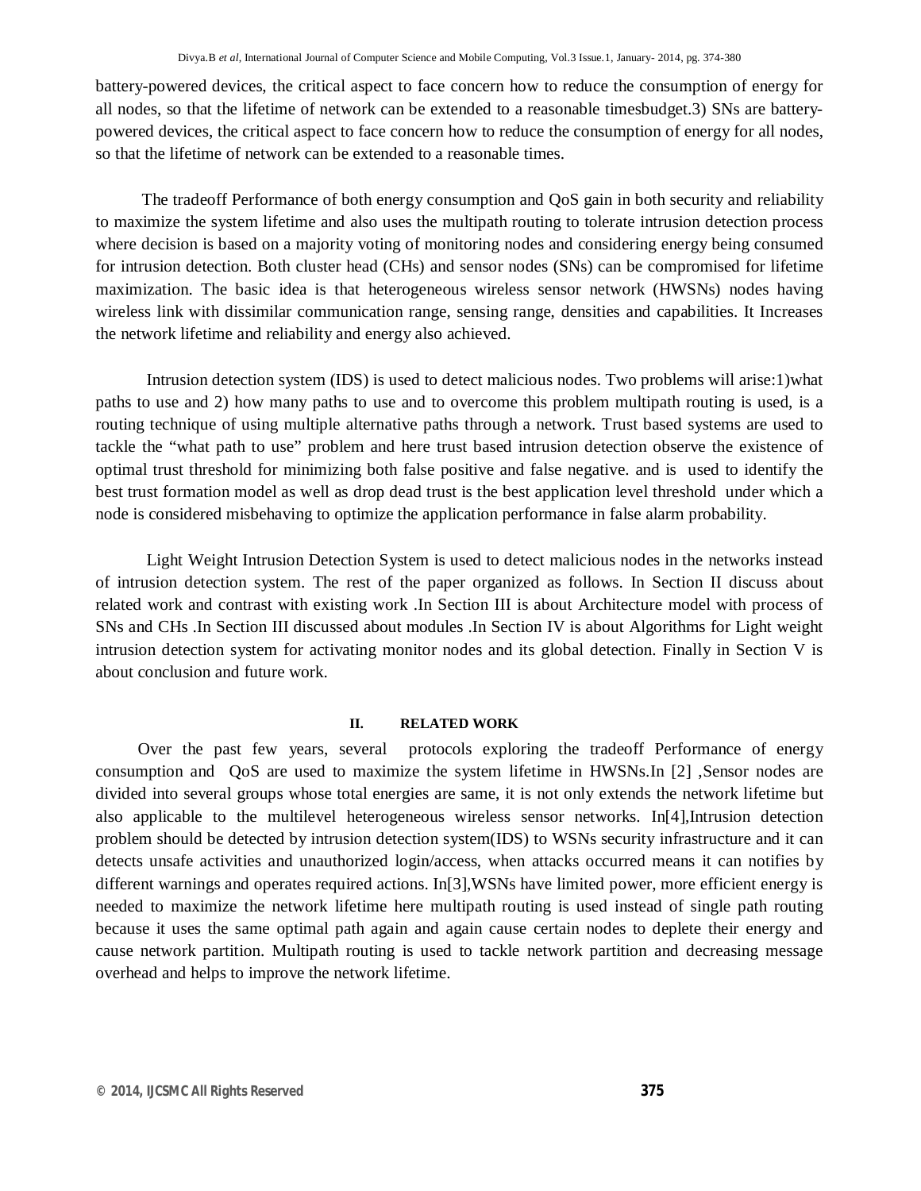battery-powered devices, the critical aspect to face concern how to reduce the consumption of energy for all nodes, so that the lifetime of network can be extended to a reasonable timesbudget.3) SNs are battery-powered devices, the critical aspect to face concern how to reduce the consumption of energy for all nodes, so that the lifetime of network can be extended to a reasonable times.

The tradeoff Performance of both energy consumption and QoS gain in both security and reliability to maximize the system lifetime and also uses the multipath routing to tolerate intrusion detection process where decision is based on a majority voting of monitoring nodes and considering energy being consumed for intrusion detection. Both cluster head (CHs) and sensor nodes (SNs) can be compromised for lifetime maximization. The basic idea is that heterogeneous wireless sensor network (HWSNs) nodes having wireless link with dissimilar communication range, sensing range, densities and capabilities. It Increases the network lifetime and reliability and energy also achieved.

Intrusion detection system (IDS) is used to detect malicious nodes. Two problems will arise:1)what paths to use and 2) how many paths to use and to overcome this problem multipath routing is used, is a routing technique of using multiple alternative paths through a network. Trust based systems are used to tackle the "what path to use" problem and here trust based intrusion detection observe the existence of optimal trust threshold for minimizing both false positive and false negative. and is used to identify the best trust formation model as well as drop dead trust is the best application level threshold under which a node is considered misbehaving to optimize the application performance in false alarm probability.

Light Weight Intrusion Detection System is used to detect malicious nodes in the networks instead of intrusion detection system. The rest of the paper organized as follows. In Section II discuss about related work and contrast with existing work .In Section III is about Architecture model with process of SNs and CHs .In Section III discussed about modules .In Section IV is about Algorithms for Light weight intrusion detection system for activating monitor nodes and its global detection. Finally in Section V is about conclusion and future work.

## II. RELATED WORK

Over the past few years, several protocols exploring the tradeoff Performance of energy consumption and QoS are used to maximize the system lifetime in HWSNs.In [2] ,Sensor nodes are divided into several groups whose total energies are same, it is not only extends the network lifetime but also applicable to the multilevel heterogeneous wireless sensor networks. In[4],Intrusion detection problem should be detected by intrusion detection system(IDS) to WSNs security infrastructure and it can detects unsafe activities and unauthorized login/access, when attacks occurred means it can notifies by different warnings and operates required actions. In[3],WSNs have limited power, more efficient energy is needed to maximize the network lifetime here multipath routing is used instead of single path routing because it uses the same optimal path again and again cause certain nodes to deplete their energy and cause network partition. Multipath routing is used to tackle network partition and decreasing message overhead and helps to improve the network lifetime.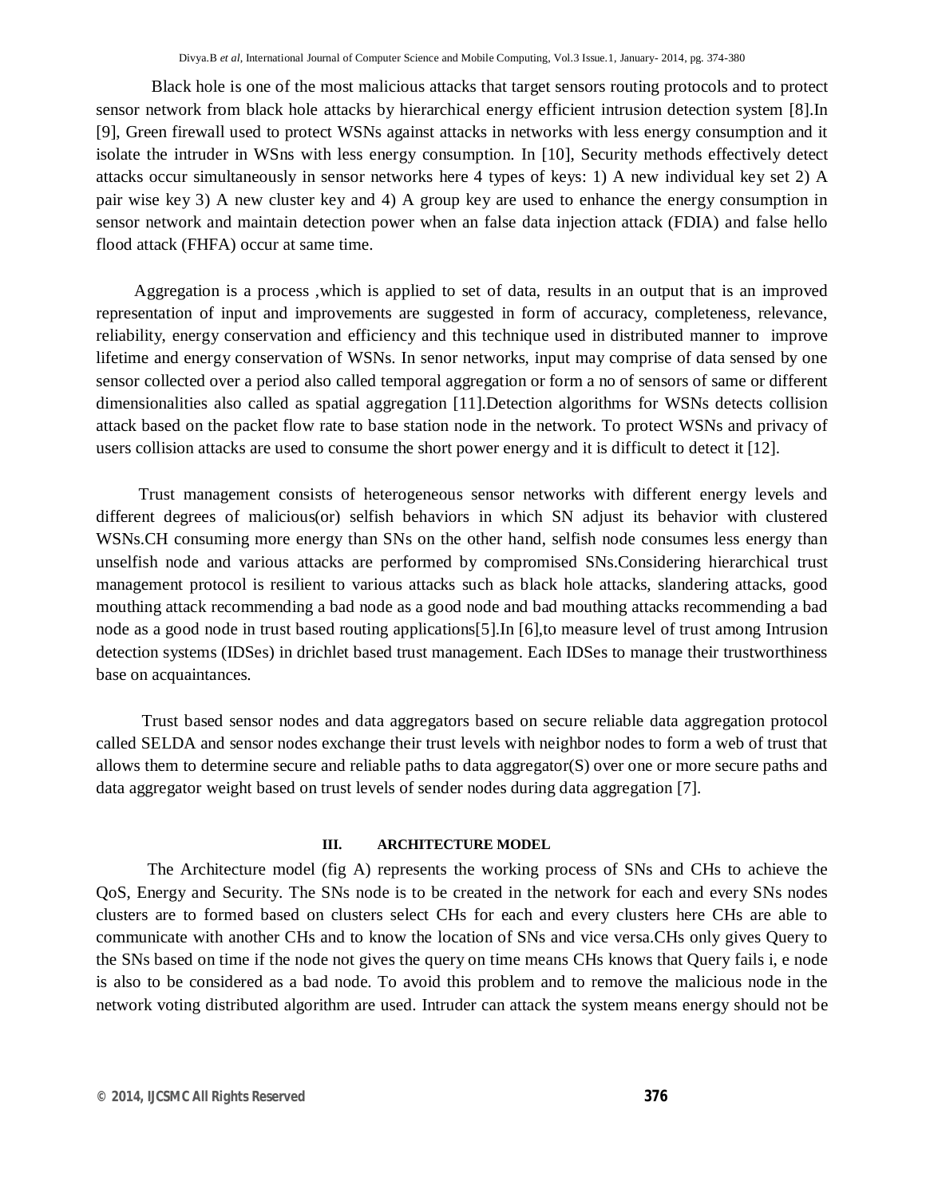Black hole is one of the most malicious attacks that target sensors routing protocols and to protect sensor network from black hole attacks by hierarchical energy efficient intrusion detection system [8].In [9], Green firewall used to protect WSNs against attacks in networks with less energy consumption and it isolate the intruder in WSns with less energy consumption. In [10], Security methods effectively detect attacks occur simultaneously in sensor networks here 4 types of keys: 1) A new individual key set 2) A pair wise key 3) A new cluster key and 4) A group key are used to enhance the energy consumption in sensor network and maintain detection power when an false data injection attack (FDIA) and false hello flood attack (FHFA) occur at same time.

Aggregation is a process ,which is applied to set of data, results in an output that is an improved representation of input and improvements are suggested in form of accuracy, completeness, relevance, reliability, energy conservation and efficiency and this technique used in distributed manner to improve lifetime and energy conservation of WSNs. In senor networks, input may comprise of data sensed by one sensor collected over a period also called temporal aggregation or form a no of sensors of same or different dimensionalities also called as spatial aggregation [11].Detection algorithms for WSNs detects collision attack based on the packet flow rate to base station node in the network. To protect WSNs and privacy of users collision attacks are used to consume the short power energy and it is difficult to detect it [12].

Trust management consists of heterogeneous sensor networks with different energy levels and different degrees of malicious(or) selfish behaviors in which SN adjust its behavior with clustered WSNs.CH consuming more energy than SNs on the other hand, selfish node consumes less energy than unselfish node and various attacks are performed by compromised SNs.Considering hierarchical trust management protocol is resilient to various attacks such as black hole attacks, slandering attacks, good mouthing attack recommending a bad node as a good node and bad mouthing attacks recommending a bad node as a good node in trust based routing applications[5].In [6],to measure level of trust among Intrusion detection systems (IDSes) in drichlet based trust management. Each IDSes to manage their trustworthiness base on acquaintances.

Trust based sensor nodes and data aggregators based on secure reliable data aggregation protocol called SELDA and sensor nodes exchange their trust levels with neighbor nodes to form a web of trust that allows them to determine secure and reliable paths to data aggregator(S) over one or more secure paths and data aggregator weight based on trust levels of sender nodes during data aggregation [7].

## III. ARCHITECTURE MODEL

The Architecture model (fig A) represents the working process of SNs and CHs to achieve the QoS, Energy and Security. The SNs node is to be created in the network for each and every SNs nodes clusters are to formed based on clusters select CHs for each and every clusters here CHs are able to communicate with another CHs and to know the location of SNs and vice versa.CHs only gives Query to the SNs based on time if the node not gives the query on time means CHs knows that Query fails i, e node is also to be considered as a bad node. To avoid this problem and to remove the malicious node in the network voting distributed algorithm are used. Intruder can attack the system means energy should not be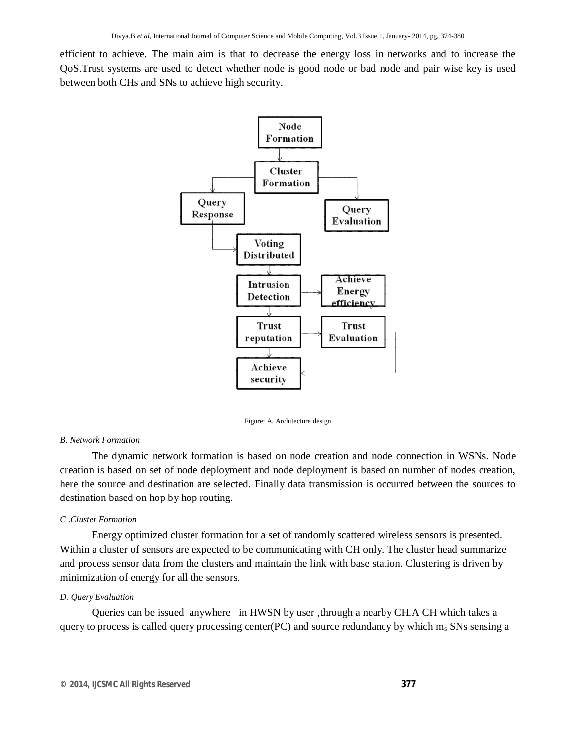efficient to achieve. The main aim is that to decrease the energy loss in networks and to increase the QoS.Trust systems are used to detect whether node is good node or bad node and pair wise key is used between both CHs and SNs to achieve high security.

Figure: A. Architecture design

*B. Network Formation*

The dynamic network formation is based on node creation and node connection in WSNs. Node creation is based on set of node deployment and node deployment is based on number of nodes creation, here the source and destination are selected. Finally data transmission is occurred between the sources to destination based on hop by hop routing.

*C .Cluster Formation*

Energy optimized cluster formation for a set of randomly scattered wireless sensors is presented. Within a cluster of sensors are expected to be communicating with CH only. The cluster head summarize and process sensor data from the clusters and maintain the link with base station. Clustering is driven by minimization of energy for all the sensors.

*D. Query Evaluation*

Queries can be issued anywhere in HWSN by user ,through a nearby CH.A CH which takes a query to process is called query processing center(PC) and source redundancy by which $m_s$ SNs sensing a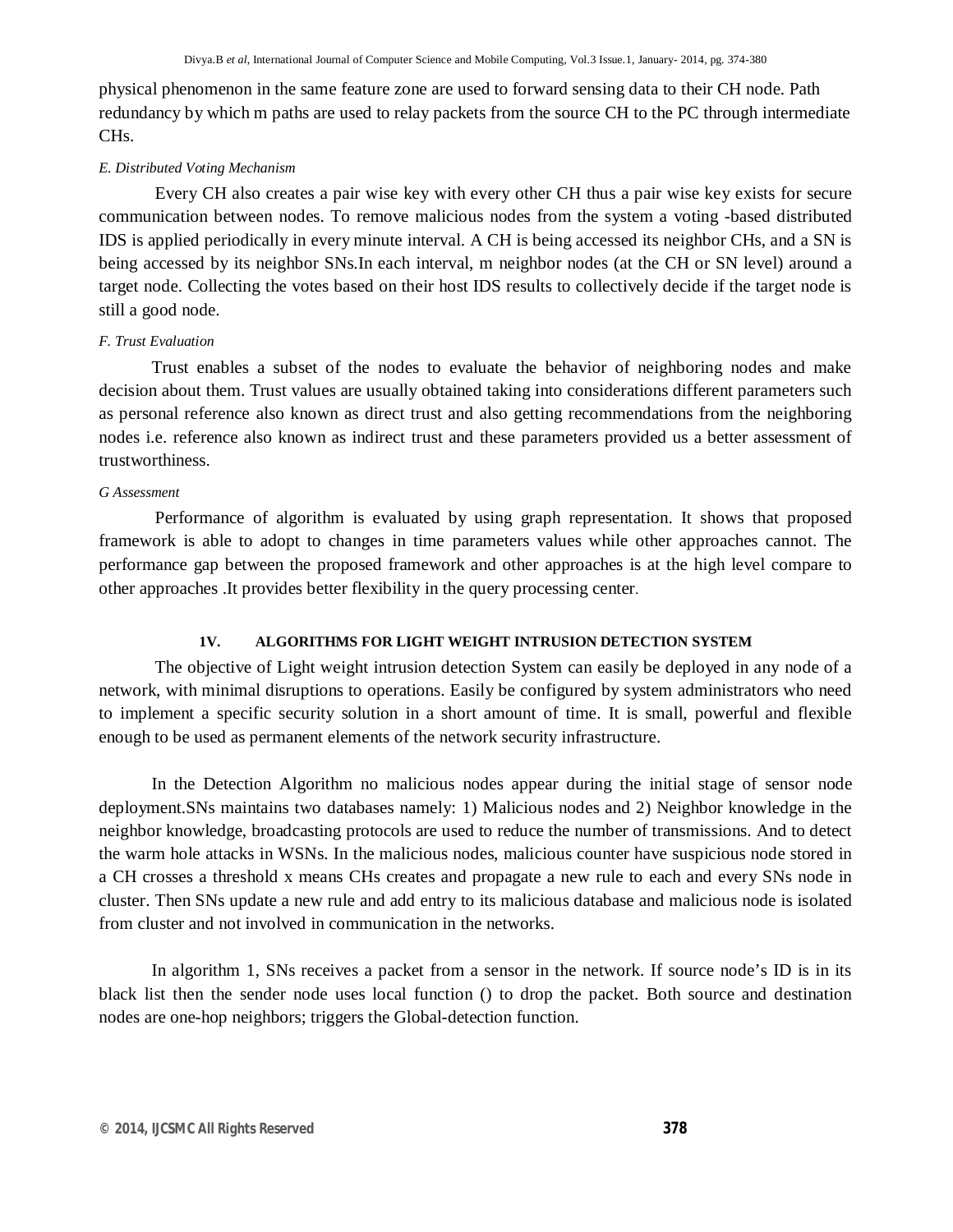physical phenomenon in the same feature zone are used to forward sensing data to their CH node. Path redundancy by which m paths are used to relay packets from the source CH to the PC through intermediate CHs.

*E. Distributed Voting Mechanism*

Every CH also creates a pair wise key with every other CH thus a pair wise key exists for secure communication between nodes. To remove malicious nodes from the system a voting -based distributed IDS is applied periodically in every minute interval. A CH is being accessed its neighbor CHs, and a SN is being accessed by its neighbor SNs.In each interval, m neighbor nodes (at the CH or SN level) around a target node. Collecting the votes based on their host IDS results to collectively decide if the target node is still a good node.

*F. Trust Evaluation*

Trust enables a subset of the nodes to evaluate the behavior of neighboring nodes and make decision about them. Trust values are usually obtained taking into considerations different parameters such as personal reference also known as direct trust and also getting recommendations from the neighboring nodes i.e. reference also known as indirect trust and these parameters provided us a better assessment of trustworthiness.

*G Assessment*

Performance of algorithm is evaluated by using graph representation. It shows that proposed framework is able to adopt to changes in time parameters values while other approaches cannot. The performance gap between the proposed framework and other approaches is at the high level compare to other approaches .It provides better flexibility in the query processing center.

## 1V. ALGORITHMS FOR LIGHT WEIGHT INTRUSION DETECTION SYSTEM

The objective of Light weight intrusion detection System can easily be deployed in any node of a network, with minimal disruptions to operations. Easily be configured by system administrators who need to implement a specific security solution in a short amount of time. It is small, powerful and flexible enough to be used as permanent elements of the network security infrastructure.

In the Detection Algorithm no malicious nodes appear during the initial stage of sensor node deployment.SNs maintains two databases namely: 1) Malicious nodes and 2) Neighbor knowledge in the neighbor knowledge, broadcasting protocols are used to reduce the number of transmissions. And to detect the warm hole attacks in WSNs. In the malicious nodes, malicious counter have suspicious node stored in a CH crosses a threshold x means CHs creates and propagate a new rule to each and every SNs node in cluster. Then SNs update a new rule and add entry to its malicious database and malicious node is isolated from cluster and not involved in communication in the networks.

In algorithm 1, SNs receives a packet from a sensor in the network. If source node's ID is in its black list then the sender node uses local function () to drop the packet. Both source and destination nodes are one-hop neighbors; triggers the Global-detection function.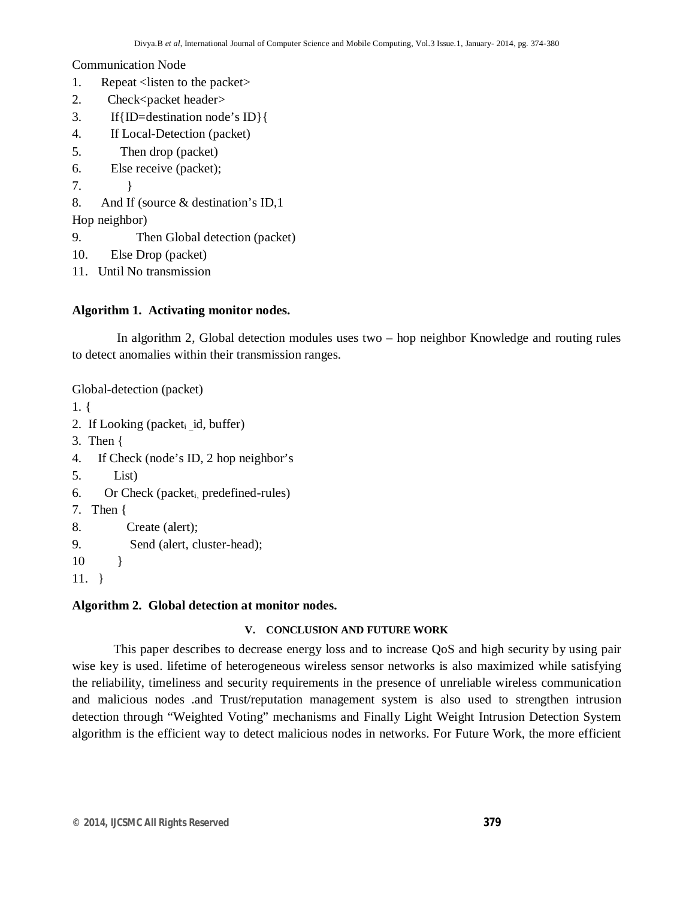Communication Node

```
1.      Repeat <listen to the packet>
2.        Check<packet header>
3.         If{ID=destination node's ID}{
4.         If Local-Detection (packet)
5.            Then drop (packet)
6.         Else receive (packet);
7.            }
8.      And If (source & destination's ID,1
Hop neighbor)
9.                Then Global detection (packet)
10.       Else Drop (packet)
11.   Until No transmission
```

**Algorithm 1. Activating monitor nodes.**

In algorithm 2, Global detection modules uses two – hop neighbor Knowledge and routing rules to detect anomalies within their transmission ranges.

Global-detection (packet)

```
1. {
2.  If Looking (packet_i _id, buffer)
3.  Then {
4.     If Check (node's ID, 2 hop neighbor's
5.          List)
6.       Or Check (packet_i, predefined-rules)
7.   Then {
8.             Create (alert);
9.              Send (alert, cluster-head);
10          }
11.   }
```

**Algorithm 2. Global detection at monitor nodes.**

## V. CONCLUSION AND FUTURE WORK

This paper describes to decrease energy loss and to increase QoS and high security by using pair wise key is used. lifetime of heterogeneous wireless sensor networks is also maximized while satisfying the reliability, timeliness and security requirements in the presence of unreliable wireless communication and malicious nodes .and Trust/reputation management system is also used to strengthen intrusion detection through "Weighted Voting" mechanisms and Finally Light Weight Intrusion Detection System algorithm is the efficient way to detect malicious nodes in networks. For Future Work, the more efficient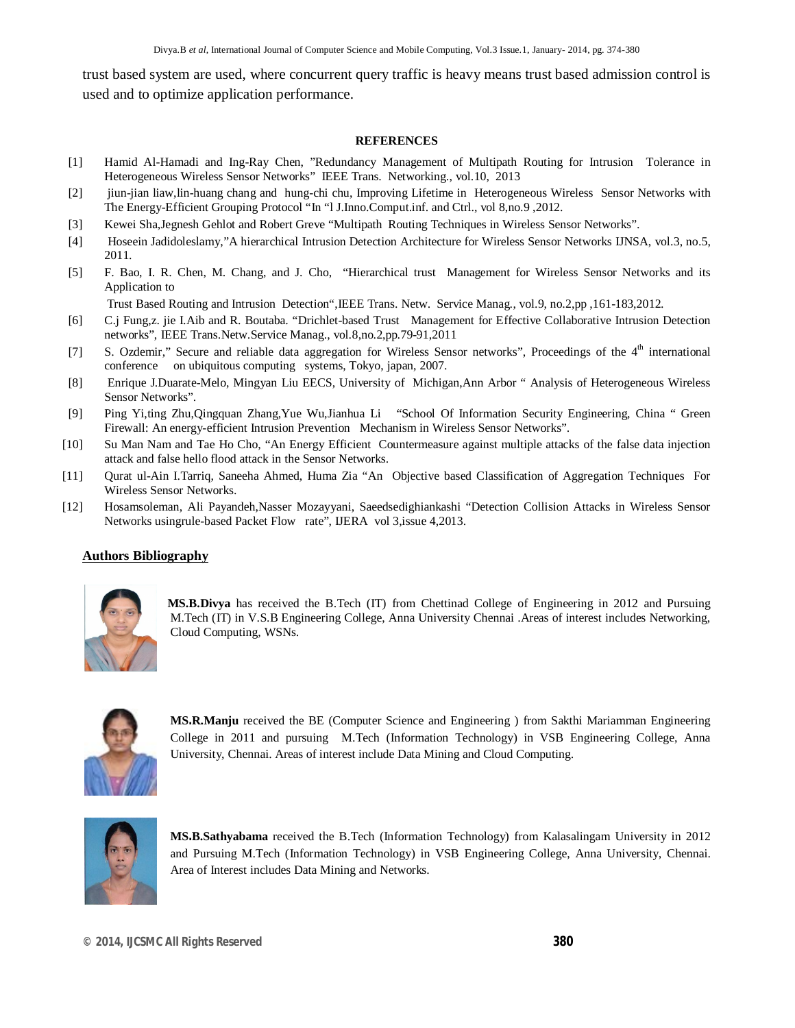trust based system are used, where concurrent query traffic is heavy means trust based admission control is used and to optimize application performance.

## REFERENCES

[1] Hamid Al-Hamadi and Ing-Ray Chen, "Redundancy Management of Multipath Routing for Intrusion Tolerance in Heterogeneous Wireless Sensor Networks" IEEE Trans. Networking., vol.10, 2013

[2] jiun-jian liaw,lin-huang chang and hung-chi chu, Improving Lifetime in Heterogeneous Wireless Sensor Networks with The Energy-Efficient Grouping Protocol "In "l J.Inno.Comput.inf. and Ctrl., vol 8,no.9 ,2012.

[3] Kewei Sha,Jegnesh Gehlot and Robert Greve "Multipath Routing Techniques in Wireless Sensor Networks".

[4] Hoseein Jadidoleslamy,"A hierarchical Intrusion Detection Architecture for Wireless Sensor Networks IJNSA, vol.3, no.5, 2011.

[5] F. Bao, I. R. Chen, M. Chang, and J. Cho, "Hierarchical trust Management for Wireless Sensor Networks and its Application to Trust Based Routing and Intrusion Detection",IEEE Trans. Netw. Service Manag., vol.9, no.2,pp ,161-183,2012.

[6] C.j Fung,z. jie I.Aib and R. Boutaba. "Drichlet-based Trust Management for Effective Collaborative Intrusion Detection networks", IEEE Trans.Netw.Service Manag., vol.8,no.2,pp.79-91,2011

[7] S. Ozdemir," Secure and reliable data aggregation for Wireless Sensor networks", Proceedings of the 4th international conference on ubiquitous computing systems, Tokyo, japan, 2007.

[8] Enrique J.Duarate-Melo, Mingyan Liu EECS, University of Michigan,Ann Arbor " Analysis of Heterogeneous Wireless Sensor Networks".

[9] Ping Yi,ting Zhu,Qingquan Zhang,Yue Wu,Jianhua Li "School Of Information Security Engineering, China " Green Firewall: An energy-efficient Intrusion Prevention Mechanism in Wireless Sensor Networks".

[10] Su Man Nam and Tae Ho Cho, "An Energy Efficient Countermeasure against multiple attacks of the false data injection attack and false hello flood attack in the Sensor Networks.

[11] Qurat ul-Ain I.Tarriq, Saneeha Ahmed, Huma Zia "An Objective based Classification of Aggregation Techniques For Wireless Sensor Networks.

[12] Hosamsoleman, Ali Payandeh,Nasser Mozayyani, Saeedsedighiankashi "Detection Collision Attacks in Wireless Sensor Networks usingrule-based Packet Flow rate", IJERA vol 3,issue 4,2013.

## Authors Bibliography

**MS.B.Divya** has received the B.Tech (IT) from Chettinad College of Engineering in 2012 and Pursuing M.Tech (IT) in V.S.B Engineering College, Anna University Chennai .Areas of interest includes Networking, Cloud Computing, WSNs.

**MS.R.Manju** received the BE (Computer Science and Engineering ) from Sakthi Mariamman Engineering College in 2011 and pursuing M.Tech (Information Technology) in VSB Engineering College, Anna University, Chennai. Areas of interest include Data Mining and Cloud Computing.

**MS.B.Sathyabama** received the B.Tech (Information Technology) from Kalasalingam University in 2012 and Pursuing M.Tech (Information Technology) in VSB Engineering College, Anna University, Chennai. Area of Interest includes Data Mining and Networks.